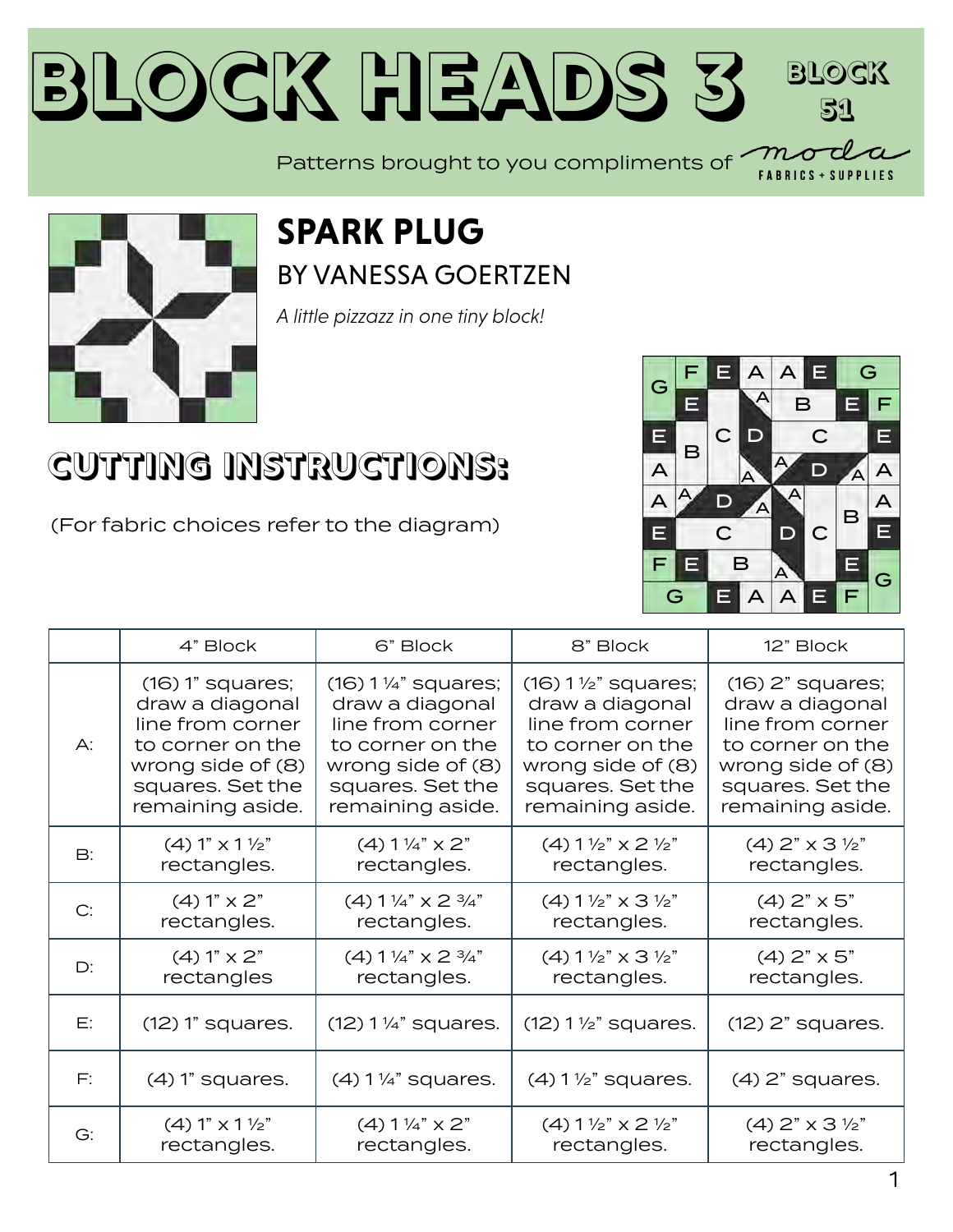# BLOCK HEADS 3

**BLOCK 51**

Patterns brought to you compliments of moda FABRICS + SUPPLIES

## SPARK PLUG

### BY VANESSA GOERTZEN

*A little pizzazz in one tiny block!*

## CUTTING INSTRUCTIONS:

(For fabric choices refer to the diagram)

| | 4" Block | 6" Block | 8" Block | 12" Block |
|---|---|---|---|---|
| A: | (16) 1" squares; draw a diagonal line from corner to corner on the wrong side of (8) squares. Set the remaining aside. | (16) 1 ¼" squares; draw a diagonal line from corner to corner on the wrong side of (8) squares. Set the remaining aside. | (16) 1 ½" squares; draw a diagonal line from corner to corner on the wrong side of (8) squares. Set the remaining aside. | (16) 2" squares; draw a diagonal line from corner to corner on the wrong side of (8) squares. Set the remaining aside. |
| B: | (4) 1" x 1 ½" rectangles. | (4) 1 ¼" x 2" rectangles. | (4) 1 ½" x 2 ½" rectangles. | (4) 2" x 3 ½" rectangles. |
| C: | (4) 1" x 2" rectangles. | (4) 1 ¼" x 2 ¾" rectangles. | (4) 1 ½" x 3 ½" rectangles. | (4) 2" x 5" rectangles. |
| D: | (4) 1" x 2" rectangles | (4) 1 ¼" x 2 ¾" rectangles. | (4) 1 ½" x 3 ½" rectangles. | (4) 2" x 5" rectangles. |
| E: | (12) 1" squares. | (12) 1 ¼" squares. | (12) 1 ½" squares. | (12) 2" squares. |
| F: | (4) 1" squares. | (4) 1 ¼" squares. | (4) 1 ½" squares. | (4) 2" squares. |
| G: | (4) 1" x 1 ½" rectangles. | (4) 1 ¼" x 2" rectangles. | (4) 1 ½" x 2 ½" rectangles. | (4) 2" x 3 ½" rectangles. |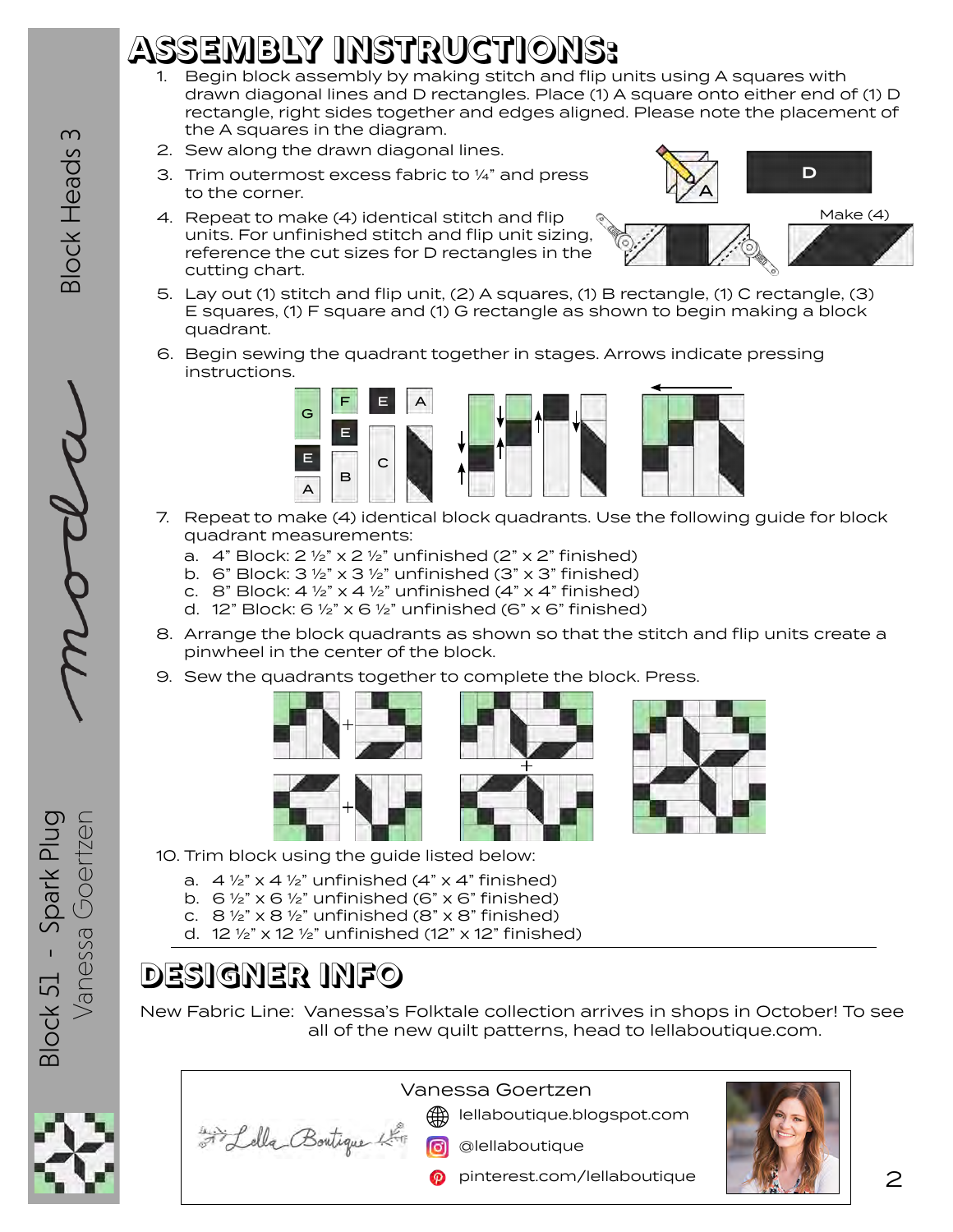# ASSEMBLY INSTRUCTIONS:

1. Begin block assembly by making stitch and flip units using A squares with drawn diagonal lines and D rectangles. Place (1) A square onto either end of (1) D rectangle, right sides together and edges aligned. Please note the placement of the A squares in the diagram.
2. Sew along the drawn diagonal lines.
3. Trim outermost excess fabric to ¼" and press to the corner.
4. Repeat to make (4) identical stitch and flip units. For unfinished stitch and flip unit sizing, reference the cut sizes for D rectangles in the cutting chart.
5. Lay out (1) stitch and flip unit, (2) A squares, (1) B rectangle, (1) C rectangle, (3) E squares, (1) F square and (1) G rectangle as shown to begin making a block quadrant.
6. Begin sewing the quadrant together in stages. Arrows indicate pressing instructions.
7. Repeat to make (4) identical block quadrants. Use the following guide for block quadrant measurements:
   a. 4" Block: 2 ½" x 2 ½" unfinished (2" x 2" finished)
   b. 6" Block: 3 ½" x 3 ½" unfinished (3" x 3" finished)
   c. 8" Block: 4 ½" x 4 ½" unfinished (4" x 4" finished)
   d. 12" Block: 6 ½" x 6 ½" unfinished (6" x 6" finished)
8. Arrange the block quadrants as shown so that the stitch and flip units create a pinwheel in the center of the block.
9. Sew the quadrants together to complete the block. Press.
10. Trim block using the guide listed below:
    a. 4 ½" x 4 ½" unfinished (4" x 4" finished)
    b. 6 ½" x 6 ½" unfinished (6" x 6" finished)
    c. 8 ½" x 8 ½" unfinished (8" x 8" finished)
    d. 12 ½" x 12 ½" unfinished (12" x 12" finished)

# DESIGNER INFO

New Fabric Line: Vanessa's Folktale collection arrives in shops in October! To see all of the new quilt patterns, head to lellaboutique.com.

Vanessa Goertzen

lellaboutique.blogspot.com

@lellaboutique

pinterest.com/lellaboutique